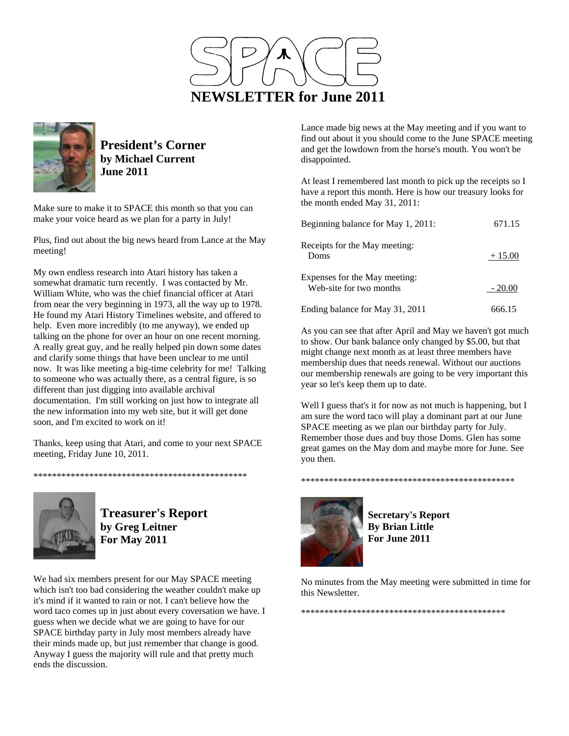# SPACE

## NEWSLETTER for June 2011

## President's Corner
**by Michael Current**
**June 2011**

Make sure to make it to SPACE this month so that you can make your voice heard as we plan for a party in July!

Plus, find out about the big news heard from Lance at the May meeting!

My own endless research into Atari history has taken a somewhat dramatic turn recently. I was contacted by Mr. William White, who was the chief financial officer at Atari from near the very beginning in 1973, all the way up to 1978. He found my Atari History Timelines website, and offered to help. Even more incredibly (to me anyway), we ended up talking on the phone for over an hour on one recent morning. A really great guy, and he really helped pin down some dates and clarify some things that have been unclear to me until now. It was like meeting a big-time celebrity for me! Talking to someone who was actually there, as a central figure, is so different than just digging into available archival documentation. I'm still working on just how to integrate all the new information into my web site, but it will get done soon, and I'm excited to work on it!

Thanks, keep using that Atari, and come to your next SPACE meeting, Friday June 10, 2011.

**********************************************

## Treasurer's Report
**by Greg Leitner**
**For May 2011**

We had six members present for our May SPACE meeting which isn't too bad considering the weather couldn't make up it's mind if it wanted to rain or not. I can't believe how the word taco comes up in just about every coversation we have. I guess when we decide what we are going to have for our SPACE birthday party in July most members already have their minds made up, but just remember that change is good. Anyway I guess the majority will rule and that pretty much ends the discussion.

Lance made big news at the May meeting and if you want to find out about it you should come to the June SPACE meeting and get the lowdown from the horse's mouth. You won't be disappointed.

At least I remembered last month to pick up the receipts so I have a report this month. Here is how our treasury looks for the month ended May 31, 2011:

| | |
|---|---|
| Beginning balance for May 1, 2011: | 671.15 |
| Receipts for the May meeting: | |
| Doms | + 15.00 |
| Expenses for the May meeting: | |
| Web-site for two months | - 20.00 |
| Ending balance for May 31, 2011 | 666.15 |

As you can see that after April and May we haven't got much to show. Our bank balance only changed by $5.00, but that might change next month as at least three members have membership dues that needs renewal. Without our auctions our membership renewals are going to be very important this year so let's keep them up to date.

Well I guess that's it for now as not much is happening, but I am sure the word taco will play a dominant part at our June SPACE meeting as we plan our birthday party for July. Remember those dues and buy those Doms. Glen has some great games on the May dom and maybe more for June. See you then.

**********************************************

## Secretary's Report
**By Brian Little**
**For June 2011**

No minutes from the May meeting were submitted in time for this Newsletter.

**********************************************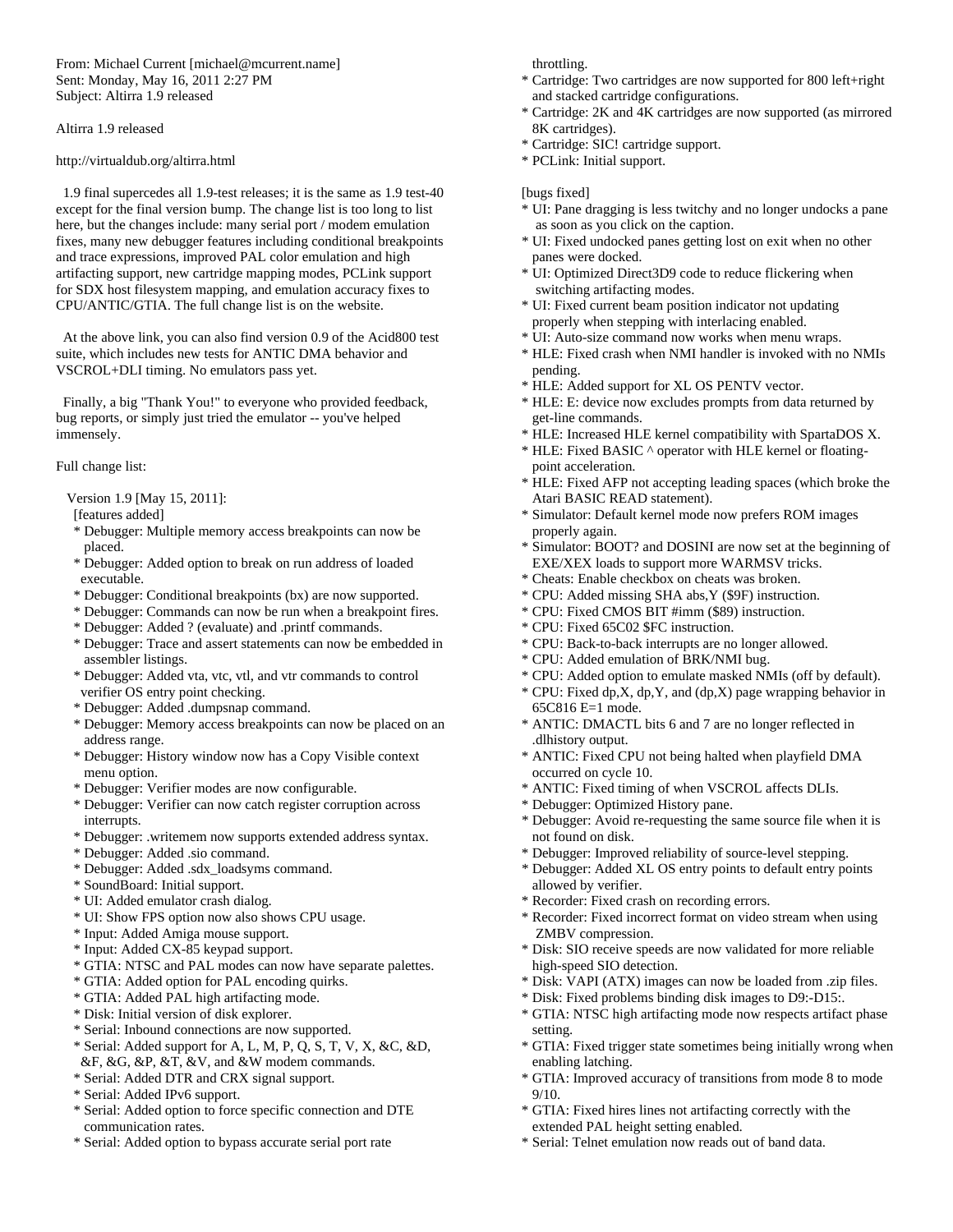From: Michael Current [michael@mcurrent.name]
Sent: Monday, May 16, 2011 2:27 PM
Subject: Altirra 1.9 released

Altirra 1.9 released

http://virtualdub.org/altirra.html

1.9 final supercedes all 1.9-test releases; it is the same as 1.9 test-40 except for the final version bump. The change list is too long to list here, but the changes include: many serial port / modem emulation fixes, many new debugger features including conditional breakpoints and trace expressions, improved PAL color emulation and high artifacting support, new cartridge mapping modes, PCLink support for SDX host filesystem mapping, and emulation accuracy fixes to CPU/ANTIC/GTIA. The full change list is on the website.

At the above link, you can also find version 0.9 of the Acid800 test suite, which includes new tests for ANTIC DMA behavior and VSCROL+DLI timing. No emulators pass yet.

Finally, a big "Thank You!" to everyone who provided feedback, bug reports, or simply just tried the emulator -- you've helped immensely.

Full change list:

Version 1.9 [May 15, 2011]:

[features added]

* Debugger: Multiple memory access breakpoints can now be placed.
* Debugger: Added option to break on run address of loaded executable.
* Debugger: Conditional breakpoints (bx) are now supported.
* Debugger: Commands can now be run when a breakpoint fires.
* Debugger: Added ? (evaluate) and .printf commands.
* Debugger: Trace and assert statements can now be embedded in assembler listings.
* Debugger: Added vta, vtc, vtl, and vtr commands to control verifier OS entry point checking.
* Debugger: Added .dumpsnap command.
* Debugger: Memory access breakpoints can now be placed on an address range.
* Debugger: History window now has a Copy Visible context menu option.
* Debugger: Verifier modes are now configurable.
* Debugger: Verifier can now catch register corruption across interrupts.
* Debugger: .writemem now supports extended address syntax.
* Debugger: Added .sio command.
* Debugger: Added .sdx_loadsyms command.
* SoundBoard: Initial support.
* UI: Added emulator crash dialog.
* UI: Show FPS option now also shows CPU usage.
* Input: Added Amiga mouse support.
* Input: Added CX-85 keypad support.
* GTIA: NTSC and PAL modes can now have separate palettes.
* GTIA: Added option for PAL encoding quirks.
* GTIA: Added PAL high artifacting mode.
* Disk: Initial version of disk explorer.
* Serial: Inbound connections are now supported.
* Serial: Added support for A, L, M, P, Q, S, T, V, X, &C, &D, &F, &G, &P, &T, &V, and &W modem commands.
* Serial: Added DTR and CRX signal support.
* Serial: Added IPv6 support.
* Serial: Added option to force specific connection and DTE communication rates.
* Serial: Added option to bypass accurate serial port rate throttling.
* Cartridge: Two cartridges are now supported for 800 left+right and stacked cartridge configurations.
* Cartridge: 2K and 4K cartridges are now supported (as mirrored 8K cartridges).
* Cartridge: SIC! cartridge support.
* PCLink: Initial support.

[bugs fixed]

* UI: Pane dragging is less twitchy and no longer undocks a pane as soon as you click on the caption.
* UI: Fixed undocked panes getting lost on exit when no other panes were docked.
* UI: Optimized Direct3D9 code to reduce flickering when switching artifacting modes.
* UI: Fixed current beam position indicator not updating properly when stepping with interlacing enabled.
* UI: Auto-size command now works when menu wraps.
* HLE: Fixed crash when NMI handler is invoked with no NMIs pending.
* HLE: Added support for XL OS PENTV vector.
* HLE: E: device now excludes prompts from data returned by get-line commands.
* HLE: Increased HLE kernel compatibility with SpartaDOS X.
* HLE: Fixed BASIC ^ operator with HLE kernel or floating-point acceleration.
* HLE: Fixed AFP not accepting leading spaces (which broke the Atari BASIC READ statement).
* Simulator: Default kernel mode now prefers ROM images properly again.
* Simulator: BOOT? and DOSINI are now set at the beginning of EXE/XEX loads to support more WARMSV tricks.
* Cheats: Enable checkbox on cheats was broken.
* CPU: Added missing SHA abs,Y ($9F) instruction.
* CPU: Fixed CMOS BIT #imm ($89) instruction.
* CPU: Fixed 65C02 $FC instruction.
* CPU: Back-to-back interrupts are no longer allowed.
* CPU: Added emulation of BRK/NMI bug.
* CPU: Added option to emulate masked NMIs (off by default).
* CPU: Fixed dp,X, dp,Y, and (dp,X) page wrapping behavior in 65C816 E=1 mode.
* ANTIC: DMACTL bits 6 and 7 are no longer reflected in .dlhistory output.
* ANTIC: Fixed CPU not being halted when playfield DMA occurred on cycle 10.
* ANTIC: Fixed timing of when VSCROL affects DLIs.
* Debugger: Optimized History pane.
* Debugger: Avoid re-requesting the same source file when it is not found on disk.
* Debugger: Improved reliability of source-level stepping.
* Debugger: Added XL OS entry points to default entry points allowed by verifier.
* Recorder: Fixed crash on recording errors.
* Recorder: Fixed incorrect format on video stream when using ZMBV compression.
* Disk: SIO receive speeds are now validated for more reliable high-speed SIO detection.
* Disk: VAPI (ATX) images can now be loaded from .zip files.
* Disk: Fixed problems binding disk images to D9:-D15:.
* GTIA: NTSC high artifacting mode now respects artifact phase setting.
* GTIA: Fixed trigger state sometimes being initially wrong when enabling latching.
* GTIA: Improved accuracy of transitions from mode 8 to mode 9/10.
* GTIA: Fixed hires lines not artifacting correctly with the extended PAL height setting enabled.
* Serial: Telnet emulation now reads out of band data.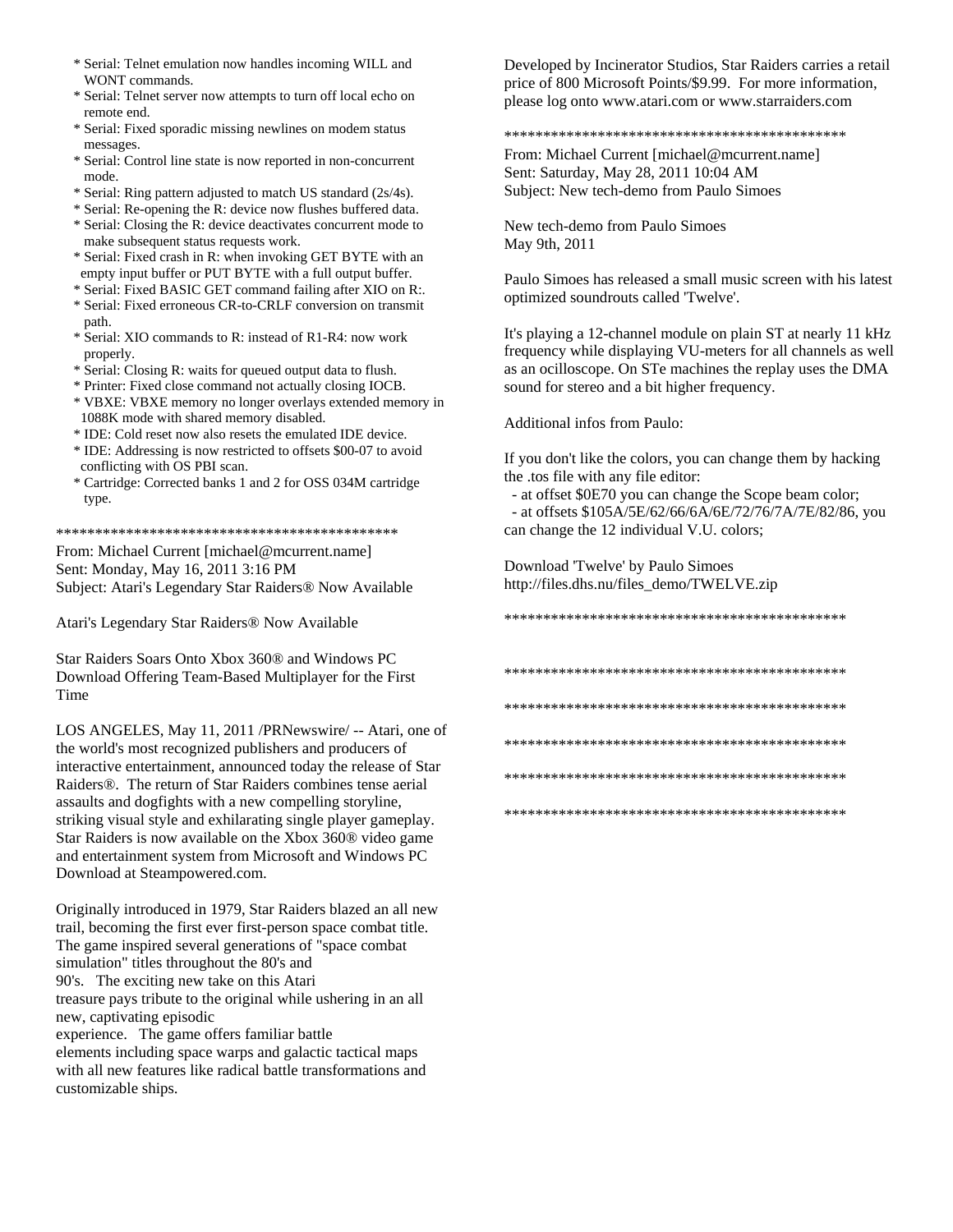* Serial: Telnet emulation now handles incoming WILL and WONT commands.
* Serial: Telnet server now attempts to turn off local echo on remote end.
* Serial: Fixed sporadic missing newlines on modem status messages.
* Serial: Control line state is now reported in non-concurrent mode.
* Serial: Ring pattern adjusted to match US standard (2s/4s).
* Serial: Re-opening the R: device now flushes buffered data.
* Serial: Closing the R: device deactivates concurrent mode to make subsequent status requests work.
* Serial: Fixed crash in R: when invoking GET BYTE with an empty input buffer or PUT BYTE with a full output buffer.
* Serial: Fixed BASIC GET command failing after XIO on R:.
* Serial: Fixed erroneous CR-to-CRLF conversion on transmit path.
* Serial: XIO commands to R: instead of R1-R4: now work properly.
* Serial: Closing R: waits for queued output data to flush.
* Printer: Fixed close command not actually closing IOCB.
* VBXE: VBXE memory no longer overlays extended memory in 1088K mode with shared memory disabled.
* IDE: Cold reset now also resets the emulated IDE device.
* IDE: Addressing is now restricted to offsets $00-07 to avoid conflicting with OS PBI scan.
* Cartridge: Corrected banks 1 and 2 for OSS 034M cartridge type.

**********************************************

From: Michael Current [michael@mcurrent.name]
Sent: Monday, May 16, 2011 3:16 PM
Subject: Atari's Legendary Star Raiders® Now Available

Atari's Legendary Star Raiders® Now Available

Star Raiders Soars Onto Xbox 360® and Windows PC Download Offering Team-Based Multiplayer for the First Time

LOS ANGELES, May 11, 2011 /PRNewswire/ -- Atari, one of the world's most recognized publishers and producers of interactive entertainment, announced today the release of Star Raiders®. The return of Star Raiders combines tense aerial assaults and dogfights with a new compelling storyline, striking visual style and exhilarating single player gameplay. Star Raiders is now available on the Xbox 360® video game and entertainment system from Microsoft and Windows PC Download at Steampowered.com.

Originally introduced in 1979, Star Raiders blazed an all new trail, becoming the first ever first-person space combat title. The game inspired several generations of "space combat simulation" titles throughout the 80's and 90's. The exciting new take on this Atari treasure pays tribute to the original while ushering in an all new, captivating episodic experience. The game offers familiar battle elements including space warps and galactic tactical maps with all new features like radical battle transformations and customizable ships.

Developed by Incinerator Studios, Star Raiders carries a retail price of 800 Microsoft Points/$9.99. For more information, please log onto www.atari.com or www.starraiders.com

**********************************************

From: Michael Current [michael@mcurrent.name]
Sent: Saturday, May 28, 2011 10:04 AM
Subject: New tech-demo from Paulo Simoes

New tech-demo from Paulo Simoes
May 9th, 2011

Paulo Simoes has released a small music screen with his latest optimized soundrouts called 'Twelve'.

It's playing a 12-channel module on plain ST at nearly 11 kHz frequency while displaying VU-meters for all channels as well as an ocilloscope. On STe machines the replay uses the DMA sound for stereo and a bit higher frequency.

Additional infos from Paulo:

If you don't like the colors, you can change them by hacking the .tos file with any file editor:
 - at offset $0E70 you can change the Scope beam color;
 - at offsets $105A/5E/62/66/6A/6E/72/76/7A/7E/82/86, you can change the 12 individual V.U. colors;

Download 'Twelve' by Paulo Simoes
http://files.dhs.nu/files_demo/TWELVE.zip

**********************************************

**********************************************

**********************************************

**********************************************

**********************************************

**********************************************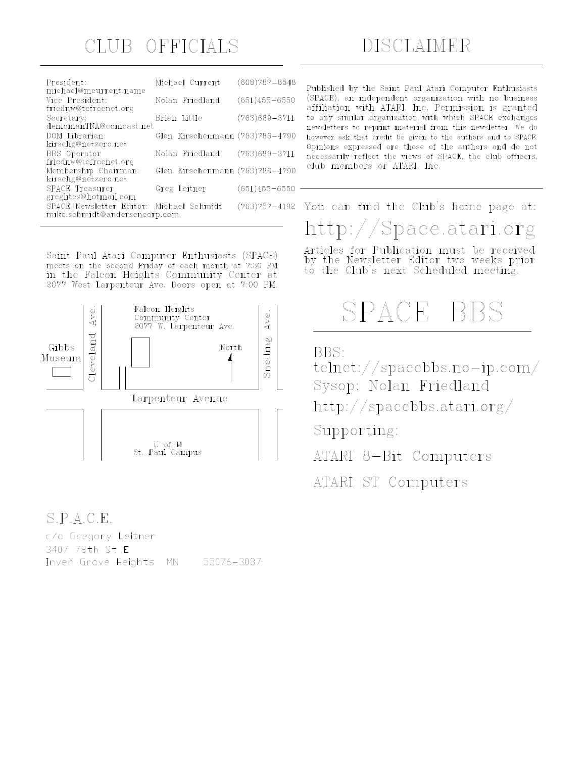# CLUB OFFICIALS

| | | |
|---|---|---|
| President: michael@mcurrent.name | Michael Current | (608)787-8548 |
| Vice President: friednw@tcfreenet.org | Nolan Friedland | (651)455-6550 |
| Secretary: demomanTNA@comcast.net | Brian Little | (763)689-3711 |
| DOM Librarian: kirschg@netzero.net | Glen Kirschenmann | (763)786-4790 |
| BBS Operator friednw@tcfreenet.org | Nolan Friedland | (763)689-3711 |
| Membership Chairman: kirschg@netzero.net | Glen Kirschenmann | (763)786-4790 |
| SPACE Treasurer greglites@hotmail.com | Greg Leitner | (651)455-6550 |
| SPACE Newsletter Editor: mike.schmidt@andersencorp.com | Michael Schmidt | (763)757-4192 |

Saint Paul Atari Computer Enthusiasts (SPACE) meets on the second Friday of each month at 7:30 PM in the Falcon Heights Community Center at 2077 West Larpenteur Ave. Doors open at 7:00 PM.

Falcon Heights Community Center 2077 W. Larpenteur Ave.

Gibbs Museum

Cleveland Ave.

Snelling Ave.

North

Larpenteur Avenue

U of M St. Paul Campus

S.P.A.C.E.

c/o Gregory Leitner

3407 78th St E

Inver Grove Heights MN 55076-3037

# DISCLAIMER

Published by the Saint Paul Atari Computer Enthusiasts (SPACE), an independent organization with no business affiliation with ATARI, Inc. Permission is granted to any similar organization with which SPACE exchanges newsletters to reprint material from this newsletter. We do however ask that credit be given to the authors and to SPACE. Opinions expressed are those of the authors and do not necessarily reflect the views of SPACE, the club officers, club members or ATARI, Inc.

You can find the Club's home page at:

http://Space.atari.org

Articles for Publication must be received by the Newsletter Editor two weeks prior to the Club's next Scheduled meeting.

# SPACE BBS

BBS: telnet://spacebbs.no-ip.com/

Sysop: Nolan Friedland

http://spacebbs.atari.org/

Supporting:

ATARI 8-Bit Computers

ATARI ST Computers